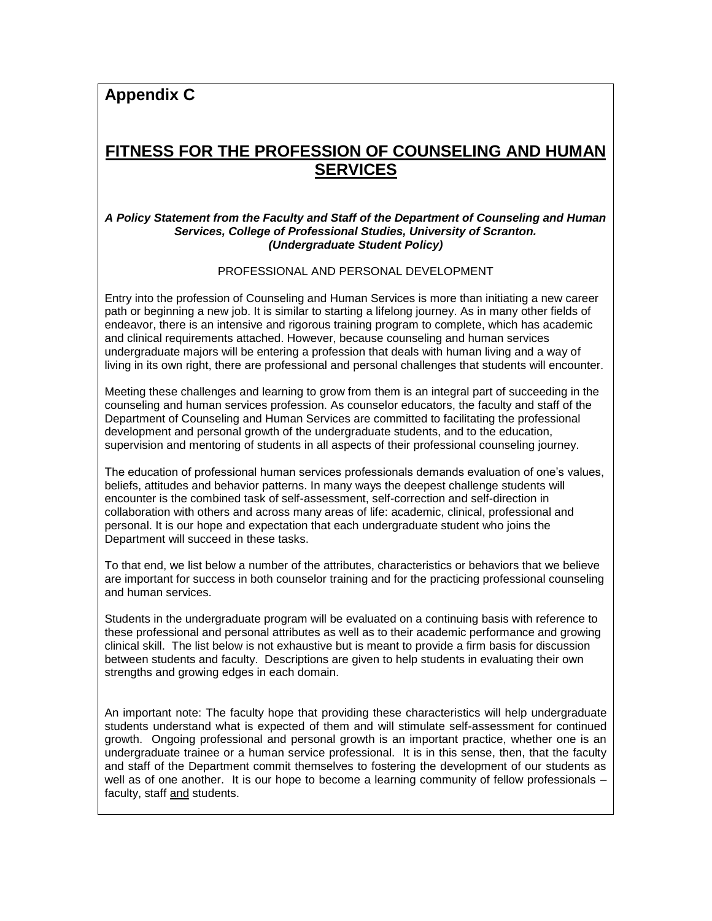## Appendix C

# FITNESS FOR THE PROFESSION OF COUNSELING AND HUMAN SERVICES

***A Policy Statement from the Faculty and Staff of the Department of Counseling and Human Services, College of Professional Studies, University of Scranton. (Undergraduate Student Policy)***

PROFESSIONAL AND PERSONAL DEVELOPMENT

Entry into the profession of Counseling and Human Services is more than initiating a new career path or beginning a new job. It is similar to starting a lifelong journey. As in many other fields of endeavor, there is an intensive and rigorous training program to complete, which has academic and clinical requirements attached. However, because counseling and human services undergraduate majors will be entering a profession that deals with human living and a way of living in its own right, there are professional and personal challenges that students will encounter.

Meeting these challenges and learning to grow from them is an integral part of succeeding in the counseling and human services profession. As counselor educators, the faculty and staff of the Department of Counseling and Human Services are committed to facilitating the professional development and personal growth of the undergraduate students, and to the education, supervision and mentoring of students in all aspects of their professional counseling journey.

The education of professional human services professionals demands evaluation of one's values, beliefs, attitudes and behavior patterns. In many ways the deepest challenge students will encounter is the combined task of self-assessment, self-correction and self-direction in collaboration with others and across many areas of life: academic, clinical, professional and personal. It is our hope and expectation that each undergraduate student who joins the Department will succeed in these tasks.

To that end, we list below a number of the attributes, characteristics or behaviors that we believe are important for success in both counselor training and for the practicing professional counseling and human services.

Students in the undergraduate program will be evaluated on a continuing basis with reference to these professional and personal attributes as well as to their academic performance and growing clinical skill. The list below is not exhaustive but is meant to provide a firm basis for discussion between students and faculty. Descriptions are given to help students in evaluating their own strengths and growing edges in each domain.

An important note: The faculty hope that providing these characteristics will help undergraduate students understand what is expected of them and will stimulate self-assessment for continued growth. Ongoing professional and personal growth is an important practice, whether one is an undergraduate trainee or a human service professional. It is in this sense, then, that the faculty and staff of the Department commit themselves to fostering the development of our students as well as of one another. It is our hope to become a learning community of fellow professionals – faculty, staff and students.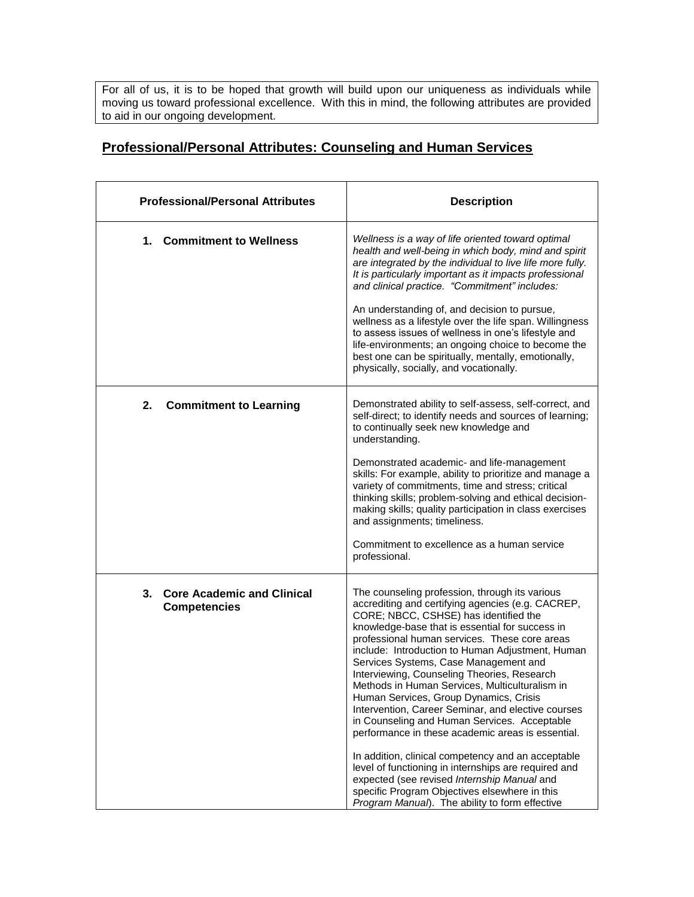For all of us, it is to be hoped that growth will build upon our uniqueness as individuals while moving us toward professional excellence. With this in mind, the following attributes are provided to aid in our ongoing development.

## <u>Professional/Personal Attributes: Counseling and Human Services</u>

| Professional/Personal Attributes | Description |
|---|---|
| **1. Commitment to Wellness** | *Wellness is a way of life oriented toward optimal health and well-being in which body, mind and spirit are integrated by the individual to live life more fully. It is particularly important as it impacts professional and clinical practice. "Commitment" includes:*<br><br>An understanding of, and decision to pursue, wellness as a lifestyle over the life span. Willingness to assess issues of wellness in one's lifestyle and life-environments; an ongoing choice to become the best one can be spiritually, mentally, emotionally, physically, socially, and vocationally. |
| **2. Commitment to Learning** | Demonstrated ability to self-assess, self-correct, and self-direct; to identify needs and sources of learning; to continually seek new knowledge and understanding.<br><br>Demonstrated academic- and life-management skills: For example, ability to prioritize and manage a variety of commitments, time and stress; critical thinking skills; problem-solving and ethical decision-making skills; quality participation in class exercises and assignments; timeliness.<br><br>Commitment to excellence as a human service professional. |
| **3. Core Academic and Clinical Competencies** | The counseling profession, through its various accrediting and certifying agencies (e.g. CACREP, CORE; NBCC, CSHSE) has identified the knowledge-base that is essential for success in professional human services. These core areas include: Introduction to Human Adjustment, Human Services Systems, Case Management and Interviewing, Counseling Theories, Research Methods in Human Services, Multiculturalism in Human Services, Group Dynamics, Crisis Intervention, Career Seminar, and elective courses in Counseling and Human Services. Acceptable performance in these academic areas is essential.<br><br>In addition, clinical competency and an acceptable level of functioning in internships are required and expected (see revised *Internship Manual* and specific Program Objectives elsewhere in this *Program Manual*). The ability to form effective |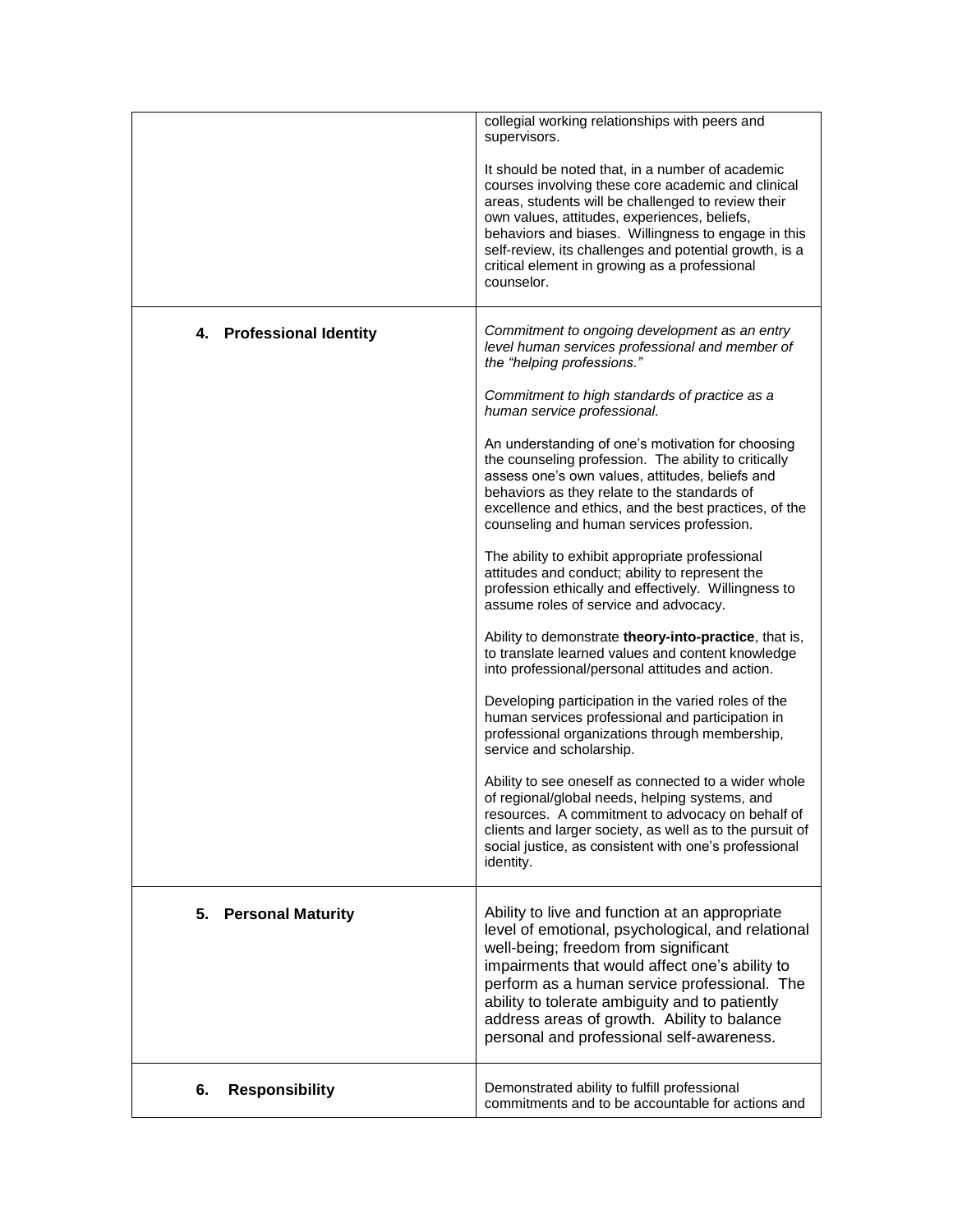| | |
|---|---|
| | collegial working relationships with peers and supervisors.<br><br>It should be noted that, in a number of academic courses involving these core academic and clinical areas, students will be challenged to review their own values, attitudes, experiences, beliefs, behaviors and biases. Willingness to engage in this self-review, its challenges and potential growth, is a critical element in growing as a professional counselor. |
| **4. Professional Identity** | *Commitment to ongoing development as an entry level human services professional and member of the "helping professions."*<br><br>*Commitment to high standards of practice as a human service professional.*<br><br>An understanding of one's motivation for choosing the counseling profession. The ability to critically assess one's own values, attitudes, beliefs and behaviors as they relate to the standards of excellence and ethics, and the best practices, of the counseling and human services profession.<br><br>The ability to exhibit appropriate professional attitudes and conduct; ability to represent the profession ethically and effectively. Willingness to assume roles of service and advocacy.<br><br>Ability to demonstrate **theory-into-practice**, that is, to translate learned values and content knowledge into professional/personal attitudes and action.<br><br>Developing participation in the varied roles of the human services professional and participation in professional organizations through membership, service and scholarship.<br><br>Ability to see oneself as connected to a wider whole of regional/global needs, helping systems, and resources. A commitment to advocacy on behalf of clients and larger society, as well as to the pursuit of social justice, as consistent with one's professional identity. |
| **5. Personal Maturity** | Ability to live and function at an appropriate level of emotional, psychological, and relational well-being; freedom from significant impairments that would affect one's ability to perform as a human service professional. The ability to tolerate ambiguity and to patiently address areas of growth. Ability to balance personal and professional self-awareness. |
| **6. Responsibility** | Demonstrated ability to fulfill professional commitments and to be accountable for actions and |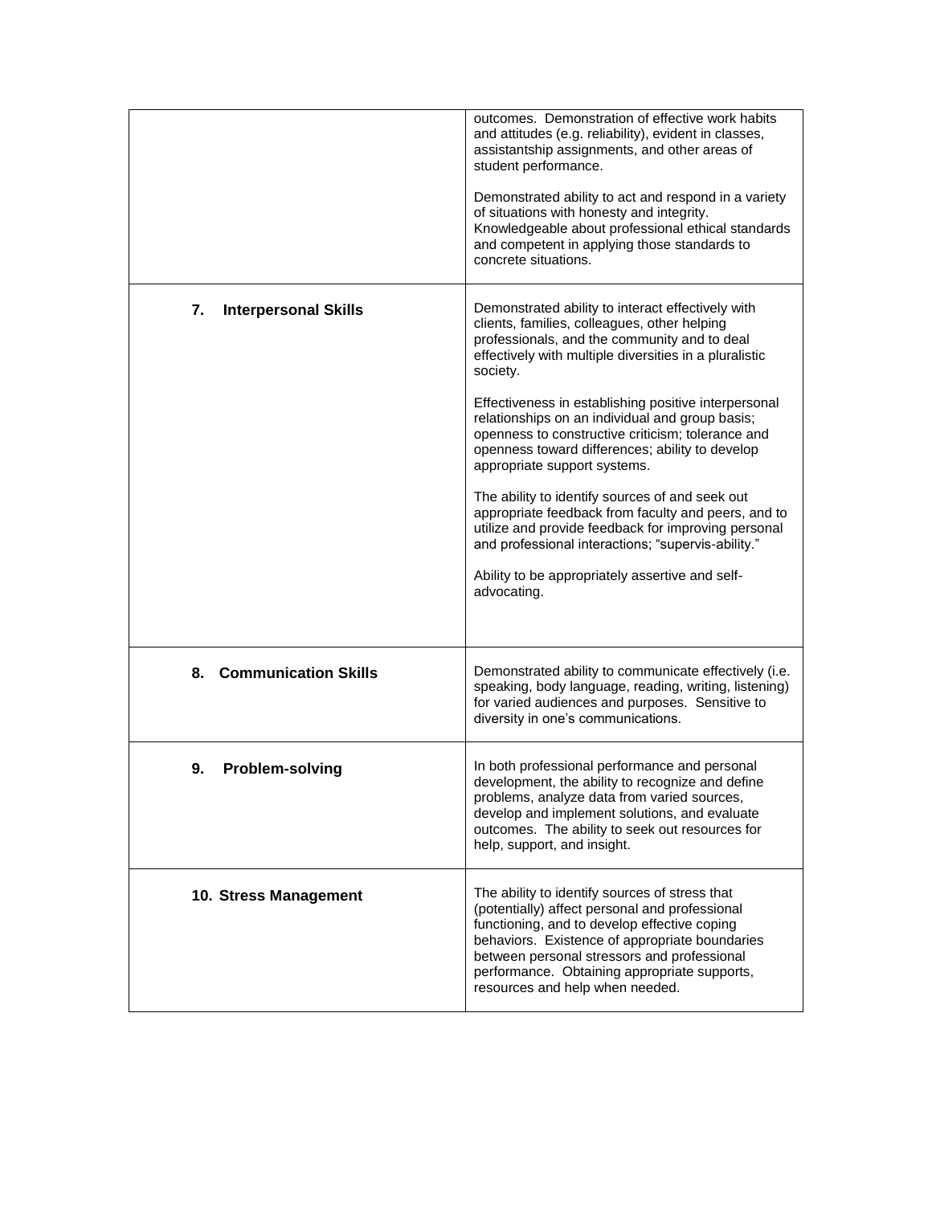| | |
|---|---|
| | outcomes. Demonstration of effective work habits and attitudes (e.g. reliability), evident in classes, assistantship assignments, and other areas of student performance.<br><br>Demonstrated ability to act and respond in a variety of situations with honesty and integrity. Knowledgeable about professional ethical standards and competent in applying those standards to concrete situations. |
| **7. Interpersonal Skills** | Demonstrated ability to interact effectively with clients, families, colleagues, other helping professionals, and the community and to deal effectively with multiple diversities in a pluralistic society.<br><br>Effectiveness in establishing positive interpersonal relationships on an individual and group basis; openness to constructive criticism; tolerance and openness toward differences; ability to develop appropriate support systems.<br><br>The ability to identify sources of and seek out appropriate feedback from faculty and peers, and to utilize and provide feedback for improving personal and professional interactions; "supervis-ability."<br><br>Ability to be appropriately assertive and self-advocating. |
| **8. Communication Skills** | Demonstrated ability to communicate effectively (i.e. speaking, body language, reading, writing, listening) for varied audiences and purposes. Sensitive to diversity in one's communications. |
| **9. Problem-solving** | In both professional performance and personal development, the ability to recognize and define problems, analyze data from varied sources, develop and implement solutions, and evaluate outcomes. The ability to seek out resources for help, support, and insight. |
| **10. Stress Management** | The ability to identify sources of stress that (potentially) affect personal and professional functioning, and to develop effective coping behaviors. Existence of appropriate boundaries between personal stressors and professional performance. Obtaining appropriate supports, resources and help when needed. |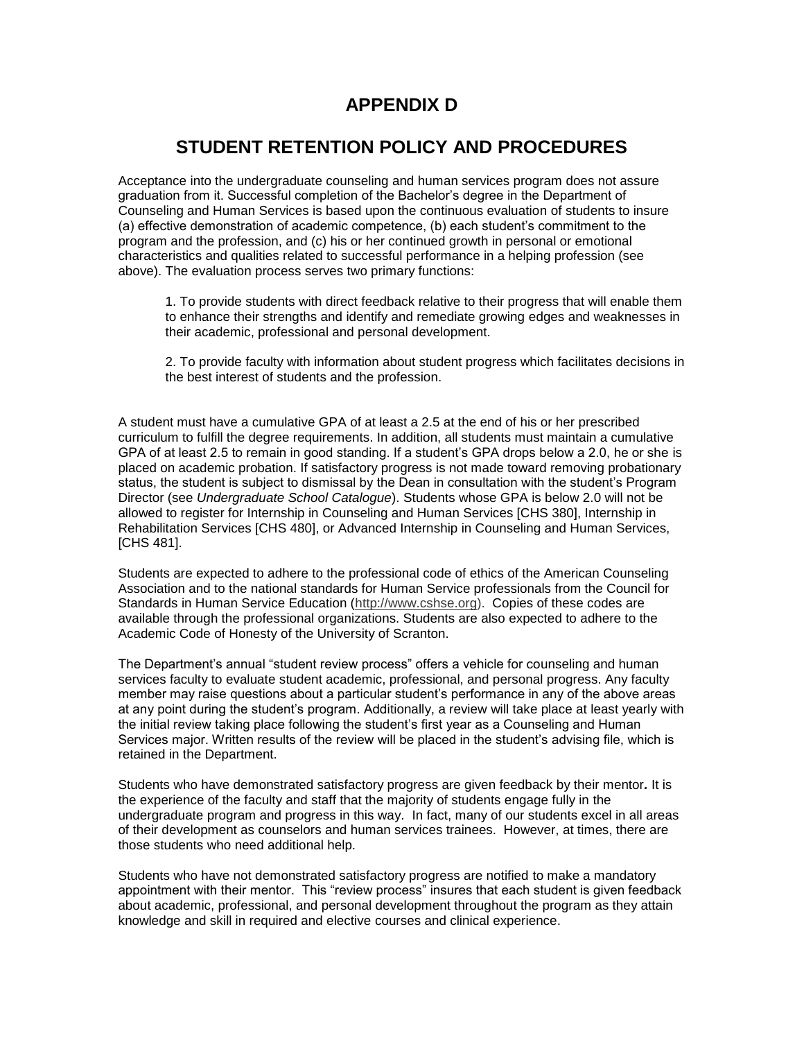# APPENDIX D

# STUDENT RETENTION POLICY AND PROCEDURES

Acceptance into the undergraduate counseling and human services program does not assure graduation from it. Successful completion of the Bachelor's degree in the Department of Counseling and Human Services is based upon the continuous evaluation of students to insure (a) effective demonstration of academic competence, (b) each student's commitment to the program and the profession, and (c) his or her continued growth in personal or emotional characteristics and qualities related to successful performance in a helping profession (see above). The evaluation process serves two primary functions:

1. To provide students with direct feedback relative to their progress that will enable them to enhance their strengths and identify and remediate growing edges and weaknesses in their academic, professional and personal development.

2. To provide faculty with information about student progress which facilitates decisions in the best interest of students and the profession.

A student must have a cumulative GPA of at least a 2.5 at the end of his or her prescribed curriculum to fulfill the degree requirements. In addition, all students must maintain a cumulative GPA of at least 2.5 to remain in good standing. If a student's GPA drops below a 2.0, he or she is placed on academic probation. If satisfactory progress is not made toward removing probationary status, the student is subject to dismissal by the Dean in consultation with the student's Program Director (see *Undergraduate School Catalogue*). Students whose GPA is below 2.0 will not be allowed to register for Internship in Counseling and Human Services [CHS 380], Internship in Rehabilitation Services [CHS 480], or Advanced Internship in Counseling and Human Services, [CHS 481].

Students are expected to adhere to the professional code of ethics of the American Counseling Association and to the national standards for Human Service professionals from the Council for Standards in Human Service Education (http://www.cshse.org). Copies of these codes are available through the professional organizations. Students are also expected to adhere to the Academic Code of Honesty of the University of Scranton.

The Department's annual "student review process" offers a vehicle for counseling and human services faculty to evaluate student academic, professional, and personal progress. Any faculty member may raise questions about a particular student's performance in any of the above areas at any point during the student's program. Additionally, a review will take place at least yearly with the initial review taking place following the student's first year as a Counseling and Human Services major. Written results of the review will be placed in the student's advising file, which is retained in the Department.

Students who have demonstrated satisfactory progress are given feedback by their mentor**.** It is the experience of the faculty and staff that the majority of students engage fully in the undergraduate program and progress in this way. In fact, many of our students excel in all areas of their development as counselors and human services trainees. However, at times, there are those students who need additional help.

Students who have not demonstrated satisfactory progress are notified to make a mandatory appointment with their mentor. This "review process" insures that each student is given feedback about academic, professional, and personal development throughout the program as they attain knowledge and skill in required and elective courses and clinical experience.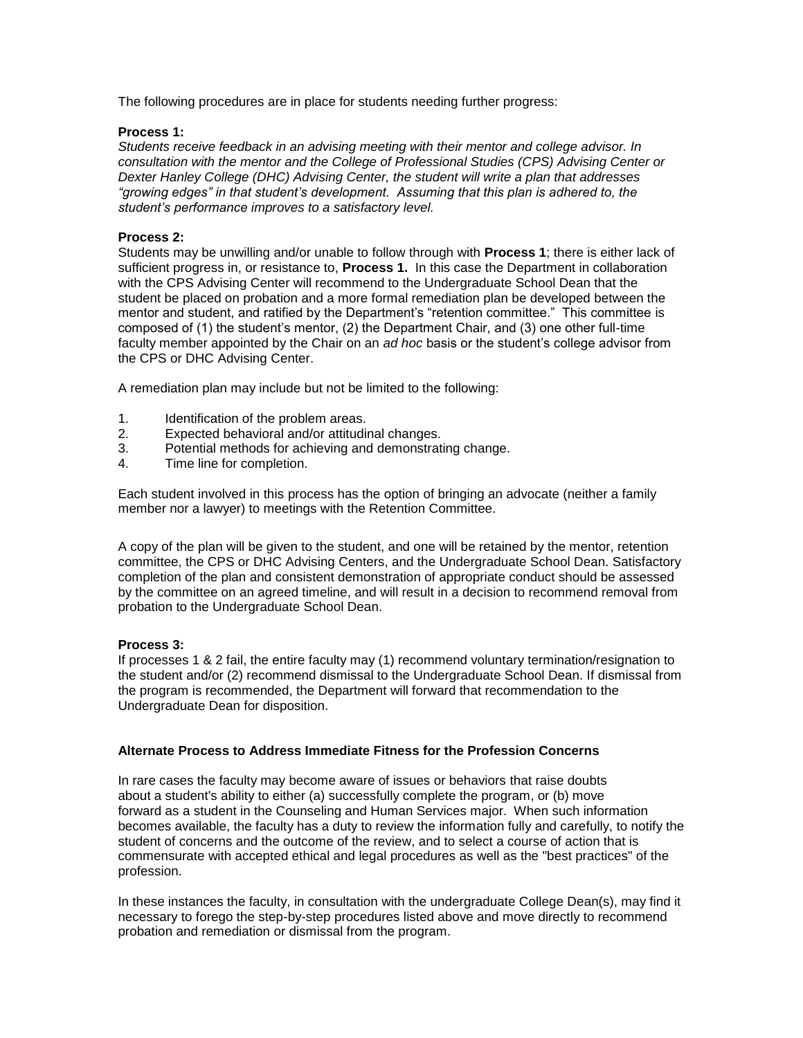The following procedures are in place for students needing further progress:

**Process 1:**
*Students receive feedback in an advising meeting with their mentor and college advisor. In consultation with the mentor and the College of Professional Studies (CPS) Advising Center or Dexter Hanley College (DHC) Advising Center, the student will write a plan that addresses "growing edges" in that student's development. Assuming that this plan is adhered to, the student's performance improves to a satisfactory level.*

**Process 2:**
Students may be unwilling and/or unable to follow through with **Process 1**; there is either lack of sufficient progress in, or resistance to, **Process 1.** In this case the Department in collaboration with the CPS Advising Center will recommend to the Undergraduate School Dean that the student be placed on probation and a more formal remediation plan be developed between the mentor and student, and ratified by the Department's "retention committee." This committee is composed of (1) the student's mentor, (2) the Department Chair, and (3) one other full-time faculty member appointed by the Chair on an *ad hoc* basis or the student's college advisor from the CPS or DHC Advising Center.

A remediation plan may include but not be limited to the following:

1. Identification of the problem areas.
2. Expected behavioral and/or attitudinal changes.
3. Potential methods for achieving and demonstrating change.
4. Time line for completion.

Each student involved in this process has the option of bringing an advocate (neither a family member nor a lawyer) to meetings with the Retention Committee.

A copy of the plan will be given to the student, and one will be retained by the mentor, retention committee, the CPS or DHC Advising Centers, and the Undergraduate School Dean. Satisfactory completion of the plan and consistent demonstration of appropriate conduct should be assessed by the committee on an agreed timeline, and will result in a decision to recommend removal from probation to the Undergraduate School Dean.

**Process 3:**
If processes 1 & 2 fail, the entire faculty may (1) recommend voluntary termination/resignation to the student and/or (2) recommend dismissal to the Undergraduate School Dean. If dismissal from the program is recommended, the Department will forward that recommendation to the Undergraduate Dean for disposition.

**Alternate Process to Address Immediate Fitness for the Profession Concerns**

In rare cases the faculty may become aware of issues or behaviors that raise doubts about a student's ability to either (a) successfully complete the program, or (b) move forward as a student in the Counseling and Human Services major. When such information becomes available, the faculty has a duty to review the information fully and carefully, to notify the student of concerns and the outcome of the review, and to select a course of action that is commensurate with accepted ethical and legal procedures as well as the "best practices" of the profession.

In these instances the faculty, in consultation with the undergraduate College Dean(s), may find it necessary to forego the step-by-step procedures listed above and move directly to recommend probation and remediation or dismissal from the program.